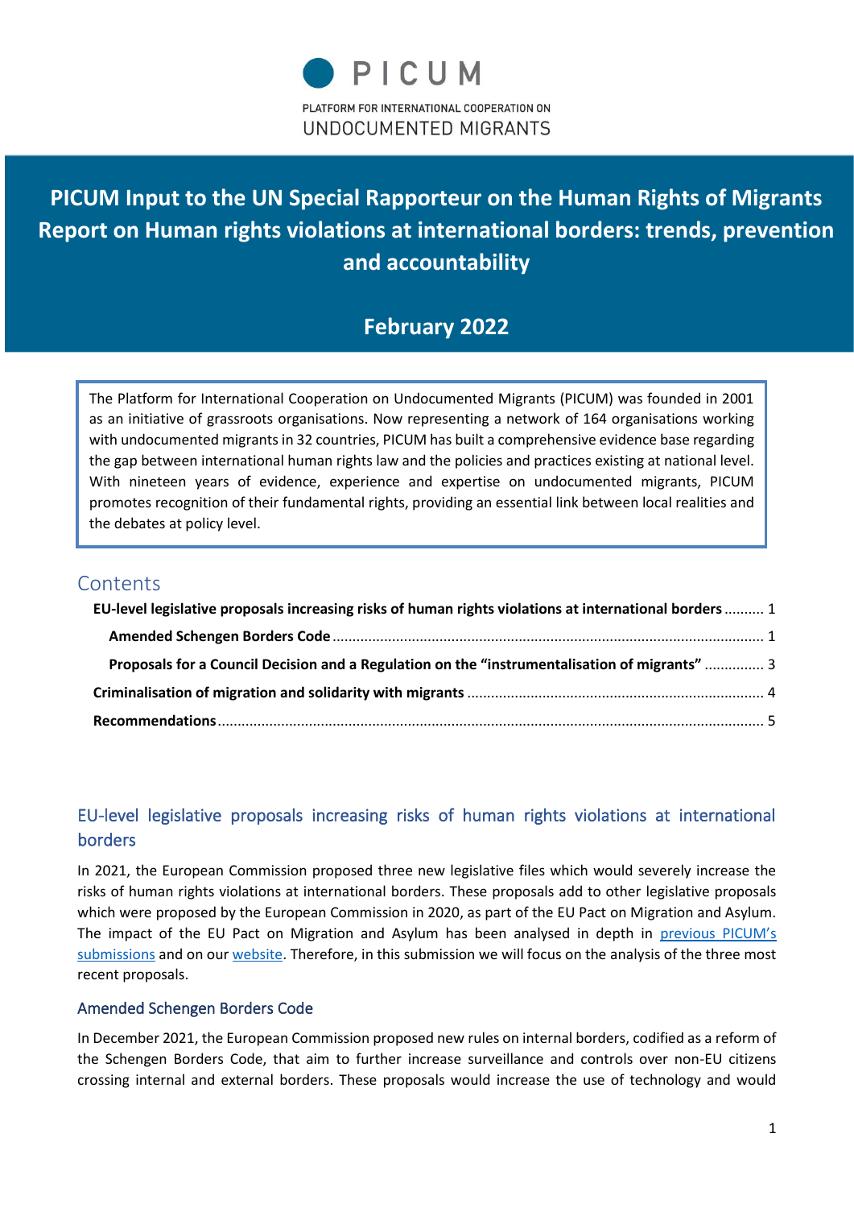PICUM

PLATFORM FOR INTERNATIONAL COOPERATION ON UNDOCUMENTED MIGRANTS

# PICUM Input to the UN Special Rapporteur on the Human Rights of Migrants Report on Human rights violations at international borders: trends, prevention and accountability

## February 2022

The Platform for International Cooperation on Undocumented Migrants (PICUM) was founded in 2001 as an initiative of grassroots organisations. Now representing a network of 164 organisations working with undocumented migrants in 32 countries, PICUM has built a comprehensive evidence base regarding the gap between international human rights law and the policies and practices existing at national level. With nineteen years of evidence, experience and expertise on undocumented migrants, PICUM promotes recognition of their fundamental rights, providing an essential link between local realities and the debates at policy level.

## Contents

- **EU-level legislative proposals increasing risks of human rights violations at international borders** .......... 1
  - **Amended Schengen Borders Code** .......... 1
  - **Proposals for a Council Decision and a Regulation on the "instrumentalisation of migrants"** .......... 3
- **Criminalisation of migration and solidarity with migrants** .......... 4
- **Recommendations** .......... 5

## EU-level legislative proposals increasing risks of human rights violations at international borders

In 2021, the European Commission proposed three new legislative files which would severely increase the risks of human rights violations at international borders. These proposals add to other legislative proposals which were proposed by the European Commission in 2020, as part of the EU Pact on Migration and Asylum. The impact of the EU Pact on Migration and Asylum has been analysed in depth in previous PICUM's submissions and on our website. Therefore, in this submission we will focus on the analysis of the three most recent proposals.

### Amended Schengen Borders Code

In December 2021, the European Commission proposed new rules on internal borders, codified as a reform of the Schengen Borders Code, that aim to further increase surveillance and controls over non-EU citizens crossing internal and external borders. These proposals would increase the use of technology and would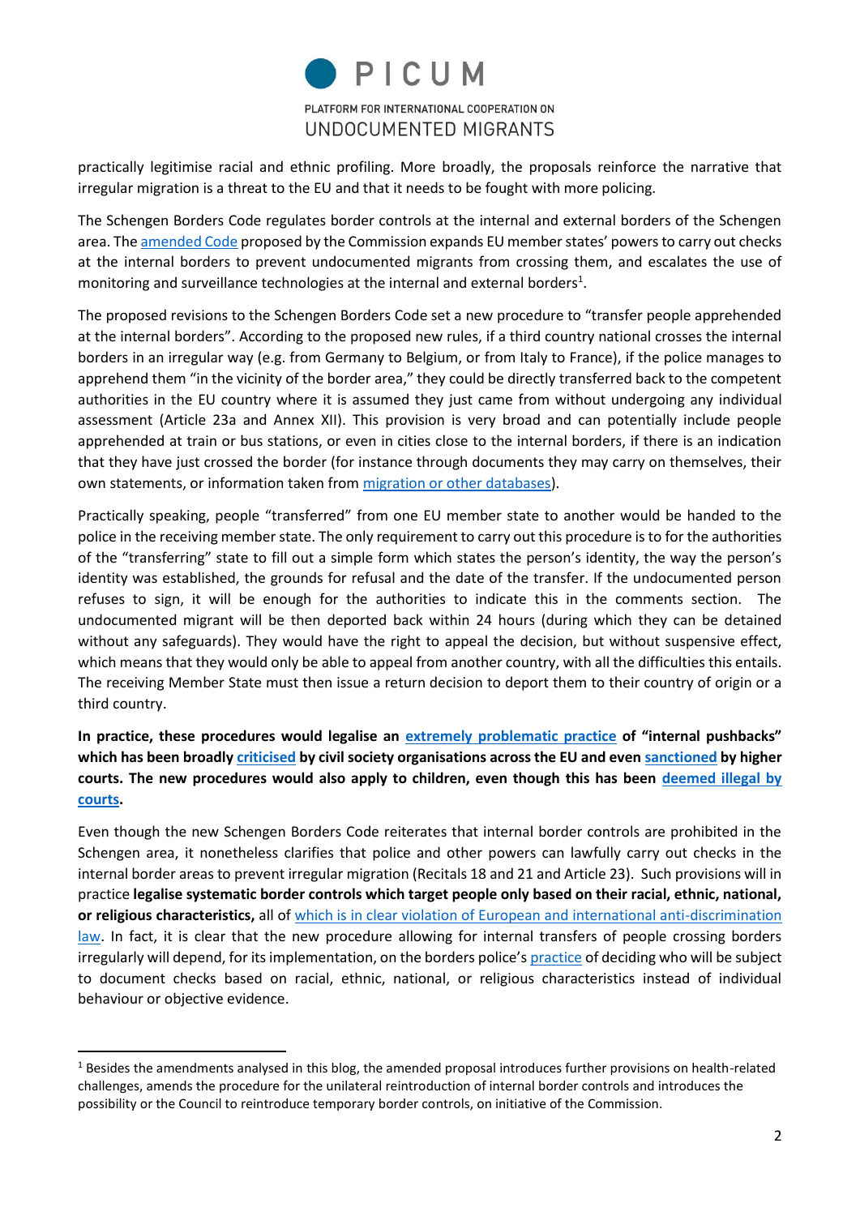practically legitimise racial and ethnic profiling. More broadly, the proposals reinforce the narrative that irregular migration is a threat to the EU and that it needs to be fought with more policing.

The Schengen Borders Code regulates border controls at the internal and external borders of the Schengen area. The amended Code proposed by the Commission expands EU member states' powers to carry out checks at the internal borders to prevent undocumented migrants from crossing them, and escalates the use of monitoring and surveillance technologies at the internal and external borders[1].

The proposed revisions to the Schengen Borders Code set a new procedure to "transfer people apprehended at the internal borders". According to the proposed new rules, if a third country national crosses the internal borders in an irregular way (e.g. from Germany to Belgium, or from Italy to France), if the police manages to apprehend them "in the vicinity of the border area," they could be directly transferred back to the competent authorities in the EU country where it is assumed they just came from without undergoing any individual assessment (Article 23a and Annex XII). This provision is very broad and can potentially include people apprehended at train or bus stations, or even in cities close to the internal borders, if there is an indication that they have just crossed the border (for instance through documents they may carry on themselves, their own statements, or information taken from migration or other databases).

Practically speaking, people "transferred" from one EU member state to another would be handed to the police in the receiving member state. The only requirement to carry out this procedure is to for the authorities of the "transferring" state to fill out a simple form which states the person's identity, the way the person's identity was established, the grounds for refusal and the date of the transfer. If the undocumented person refuses to sign, it will be enough for the authorities to indicate this in the comments section. The undocumented migrant will be then deported back within 24 hours (during which they can be detained without any safeguards). They would have the right to appeal the decision, but without suspensive effect, which means that they would only be able to appeal from another country, with all the difficulties this entails. The receiving Member State must then issue a return decision to deport them to their country of origin or a third country.

**In practice, these procedures would legalise an extremely problematic practice of "internal pushbacks" which has been broadly criticised by civil society organisations across the EU and even sanctioned by higher courts. The new procedures would also apply to children, even though this has been deemed illegal by courts.**

Even though the new Schengen Borders Code reiterates that internal border controls are prohibited in the Schengen area, it nonetheless clarifies that police and other powers can lawfully carry out checks in the internal border areas to prevent irregular migration (Recitals 18 and 21 and Article 23). Such provisions will in practice **legalise systematic border controls which target people only based on their racial, ethnic, national, or religious characteristics,** all of which is in clear violation of European and international anti-discrimination law. In fact, it is clear that the new procedure allowing for internal transfers of people crossing borders irregularly will depend, for its implementation, on the borders police's practice of deciding who will be subject to document checks based on racial, ethnic, national, or religious characteristics instead of individual behaviour or objective evidence.

[1] Besides the amendments analysed in this blog, the amended proposal introduces further provisions on health-related challenges, amends the procedure for the unilateral reintroduction of internal border controls and introduces the possibility or the Council to reintroduce temporary border controls, on initiative of the Commission.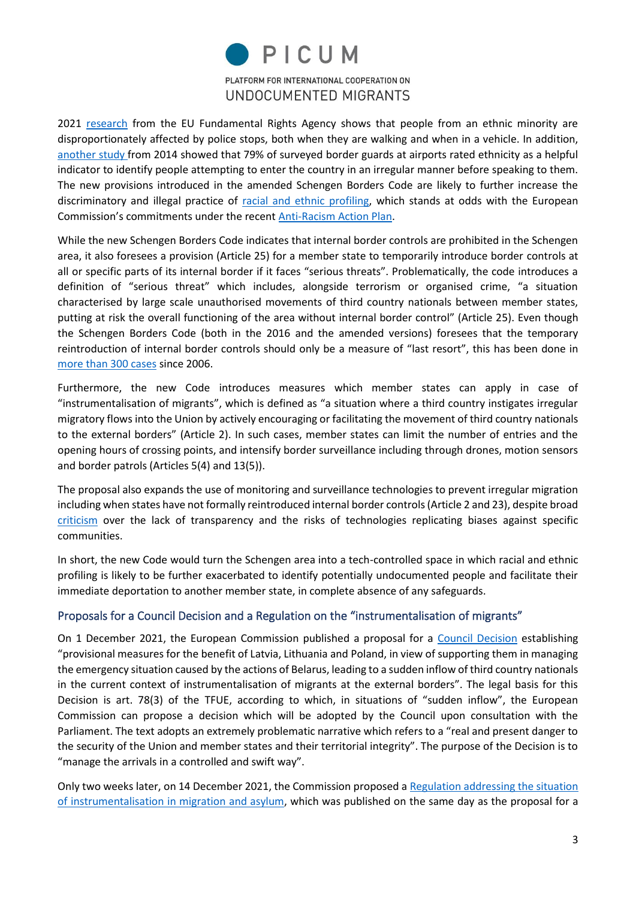2021 research from the EU Fundamental Rights Agency shows that people from an ethnic minority are disproportionately affected by police stops, both when they are walking and when in a vehicle. In addition, another study from 2014 showed that 79% of surveyed border guards at airports rated ethnicity as a helpful indicator to identify people attempting to enter the country in an irregular manner before speaking to them. The new provisions introduced in the amended Schengen Borders Code are likely to further increase the discriminatory and illegal practice of racial and ethnic profiling, which stands at odds with the European Commission's commitments under the recent Anti-Racism Action Plan.

While the new Schengen Borders Code indicates that internal border controls are prohibited in the Schengen area, it also foresees a provision (Article 25) for a member state to temporarily introduce border controls at all or specific parts of its internal border if it faces "serious threats". Problematically, the code introduces a definition of "serious threat" which includes, alongside terrorism or organised crime, "a situation characterised by large scale unauthorised movements of third country nationals between member states, putting at risk the overall functioning of the area without internal border control" (Article 25). Even though the Schengen Borders Code (both in the 2016 and the amended versions) foresees that the temporary reintroduction of internal border controls should only be a measure of "last resort", this has been done in more than 300 cases since 2006.

Furthermore, the new Code introduces measures which member states can apply in case of "instrumentalisation of migrants", which is defined as "a situation where a third country instigates irregular migratory flows into the Union by actively encouraging or facilitating the movement of third country nationals to the external borders" (Article 2). In such cases, member states can limit the number of entries and the opening hours of crossing points, and intensify border surveillance including through drones, motion sensors and border patrols (Articles 5(4) and 13(5)).

The proposal also expands the use of monitoring and surveillance technologies to prevent irregular migration including when states have not formally reintroduced internal border controls (Article 2 and 23), despite broad criticism over the lack of transparency and the risks of technologies replicating biases against specific communities.

In short, the new Code would turn the Schengen area into a tech-controlled space in which racial and ethnic profiling is likely to be further exacerbated to identify potentially undocumented people and facilitate their immediate deportation to another member state, in complete absence of any safeguards.

## Proposals for a Council Decision and a Regulation on the "instrumentalisation of migrants"

On 1 December 2021, the European Commission published a proposal for a Council Decision establishing "provisional measures for the benefit of Latvia, Lithuania and Poland, in view of supporting them in managing the emergency situation caused by the actions of Belarus, leading to a sudden inflow of third country nationals in the current context of instrumentalisation of migrants at the external borders". The legal basis for this Decision is art. 78(3) of the TFUE, according to which, in situations of "sudden inflow", the European Commission can propose a decision which will be adopted by the Council upon consultation with the Parliament. The text adopts an extremely problematic narrative which refers to a "real and present danger to the security of the Union and member states and their territorial integrity". The purpose of the Decision is to "manage the arrivals in a controlled and swift way".

Only two weeks later, on 14 December 2021, the Commission proposed a Regulation addressing the situation of instrumentalisation in migration and asylum, which was published on the same day as the proposal for a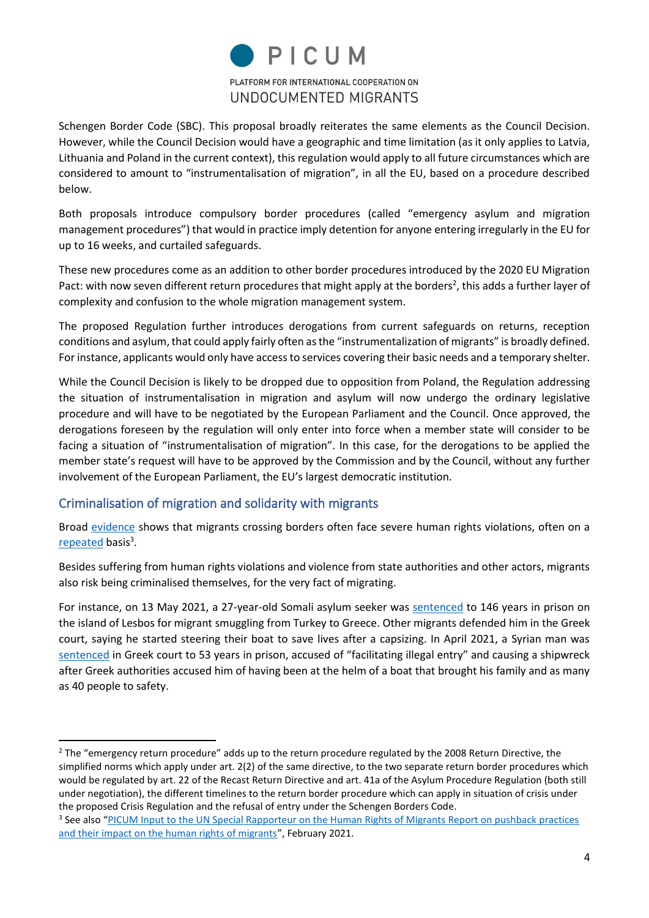Schengen Border Code (SBC). This proposal broadly reiterates the same elements as the Council Decision. However, while the Council Decision would have a geographic and time limitation (as it only applies to Latvia, Lithuania and Poland in the current context), this regulation would apply to all future circumstances which are considered to amount to "instrumentalisation of migration", in all the EU, based on a procedure described below.

Both proposals introduce compulsory border procedures (called "emergency asylum and migration management procedures") that would in practice imply detention for anyone entering irregularly in the EU for up to 16 weeks, and curtailed safeguards.

These new procedures come as an addition to other border procedures introduced by the 2020 EU Migration Pact: with now seven different return procedures that might apply at the borders[2], this adds a further layer of complexity and confusion to the whole migration management system.

The proposed Regulation further introduces derogations from current safeguards on returns, reception conditions and asylum, that could apply fairly often as the "instrumentalization of migrants" is broadly defined. For instance, applicants would only have access to services covering their basic needs and a temporary shelter.

While the Council Decision is likely to be dropped due to opposition from Poland, the Regulation addressing the situation of instrumentalisation in migration and asylum will now undergo the ordinary legislative procedure and will have to be negotiated by the European Parliament and the Council. Once approved, the derogations foreseen by the regulation will only enter into force when a member state will consider to be facing a situation of "instrumentalisation of migration". In this case, for the derogations to be applied the member state's request will have to be approved by the Commission and by the Council, without any further involvement of the European Parliament, the EU's largest democratic institution.

## Criminalisation of migration and solidarity with migrants

Broad evidence shows that migrants crossing borders often face severe human rights violations, often on a repeated basis[3].

Besides suffering from human rights violations and violence from state authorities and other actors, migrants also risk being criminalised themselves, for the very fact of migrating.

For instance, on 13 May 2021, a 27-year-old Somali asylum seeker was sentenced to 146 years in prison on the island of Lesbos for migrant smuggling from Turkey to Greece. Other migrants defended him in the Greek court, saying he started steering their boat to save lives after a capsizing. In April 2021, a Syrian man was sentenced in Greek court to 53 years in prison, accused of "facilitating illegal entry" and causing a shipwreck after Greek authorities accused him of having been at the helm of a boat that brought his family and as many as 40 people to safety.

---

[2] The "emergency return procedure" adds up to the return procedure regulated by the 2008 Return Directive, the simplified norms which apply under art. 2(2) of the same directive, to the two separate return border procedures which would be regulated by art. 22 of the Recast Return Directive and art. 41a of the Asylum Procedure Regulation (both still under negotiation), the different timelines to the return border procedure which can apply in situation of crisis under the proposed Crisis Regulation and the refusal of entry under the Schengen Borders Code.

[3] See also "PICUM Input to the UN Special Rapporteur on the Human Rights of Migrants Report on pushback practices and their impact on the human rights of migrants", February 2021.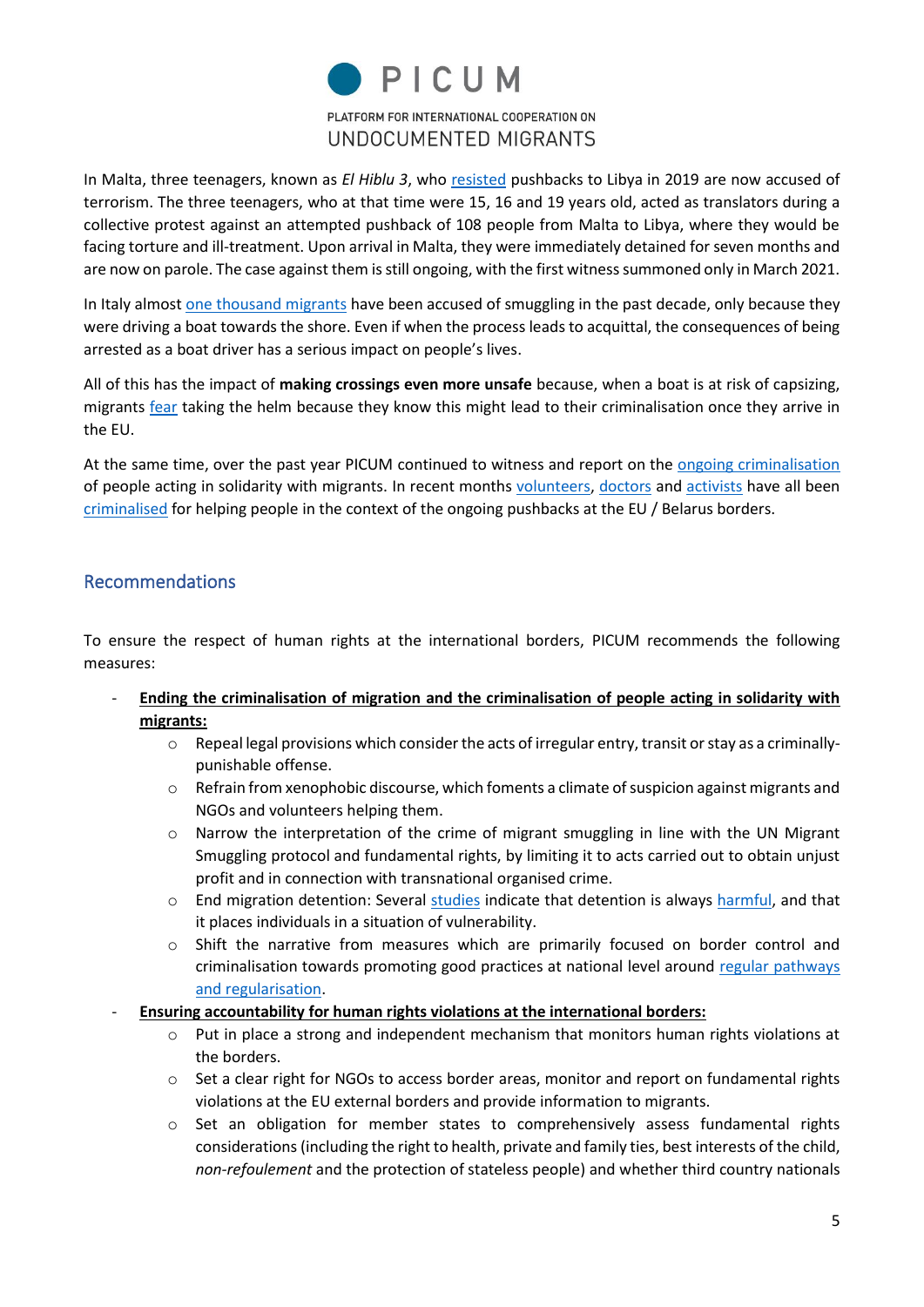In Malta, three teenagers, known as *El Hiblu 3*, who resisted pushbacks to Libya in 2019 are now accused of terrorism. The three teenagers, who at that time were 15, 16 and 19 years old, acted as translators during a collective protest against an attempted pushback of 108 people from Malta to Libya, where they would be facing torture and ill-treatment. Upon arrival in Malta, they were immediately detained for seven months and are now on parole. The case against them is still ongoing, with the first witness summoned only in March 2021.

In Italy almost one thousand migrants have been accused of smuggling in the past decade, only because they were driving a boat towards the shore. Even if when the process leads to acquittal, the consequences of being arrested as a boat driver has a serious impact on people's lives.

All of this has the impact of **making crossings even more unsafe** because, when a boat is at risk of capsizing, migrants fear taking the helm because they know this might lead to their criminalisation once they arrive in the EU.

At the same time, over the past year PICUM continued to witness and report on the ongoing criminalisation of people acting in solidarity with migrants. In recent months volunteers, doctors and activists have all been criminalised for helping people in the context of the ongoing pushbacks at the EU / Belarus borders.

## Recommendations

To ensure the respect of human rights at the international borders, PICUM recommends the following measures:

- **Ending the criminalisation of migration and the criminalisation of people acting in solidarity with migrants:**
    - Repeal legal provisions which consider the acts of irregular entry, transit or stay as a criminally-punishable offense.
    - Refrain from xenophobic discourse, which foments a climate of suspicion against migrants and NGOs and volunteers helping them.
    - Narrow the interpretation of the crime of migrant smuggling in line with the UN Migrant Smuggling protocol and fundamental rights, by limiting it to acts carried out to obtain unjust profit and in connection with transnational organised crime.
    - End migration detention: Several studies indicate that detention is always harmful, and that it places individuals in a situation of vulnerability.
    - Shift the narrative from measures which are primarily focused on border control and criminalisation towards promoting good practices at national level around regular pathways and regularisation.
- **Ensuring accountability for human rights violations at the international borders:**
    - Put in place a strong and independent mechanism that monitors human rights violations at the borders.
    - Set a clear right for NGOs to access border areas, monitor and report on fundamental rights violations at the EU external borders and provide information to migrants.
    - Set an obligation for member states to comprehensively assess fundamental rights considerations (including the right to health, private and family ties, best interests of the child, *non-refoulement* and the protection of stateless people) and whether third country nationals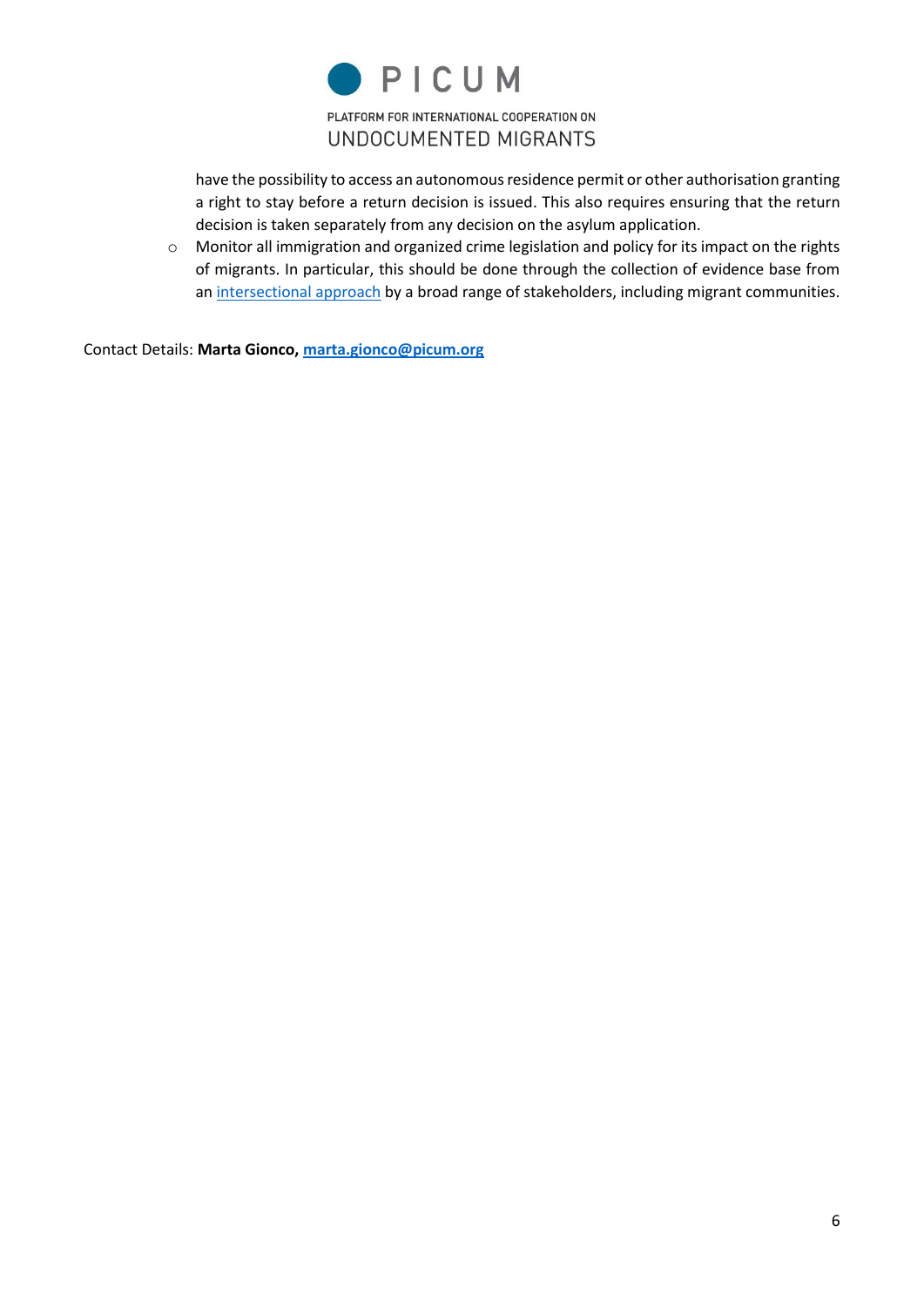have the possibility to access an autonomous residence permit or other authorisation granting a right to stay before a return decision is issued. This also requires ensuring that the return decision is taken separately from any decision on the asylum application.

- Monitor all immigration and organized crime legislation and policy for its impact on the rights of migrants. In particular, this should be done through the collection of evidence base from an intersectional approach by a broad range of stakeholders, including migrant communities.

Contact Details: **Marta Gionco, marta.gionco@picum.org**